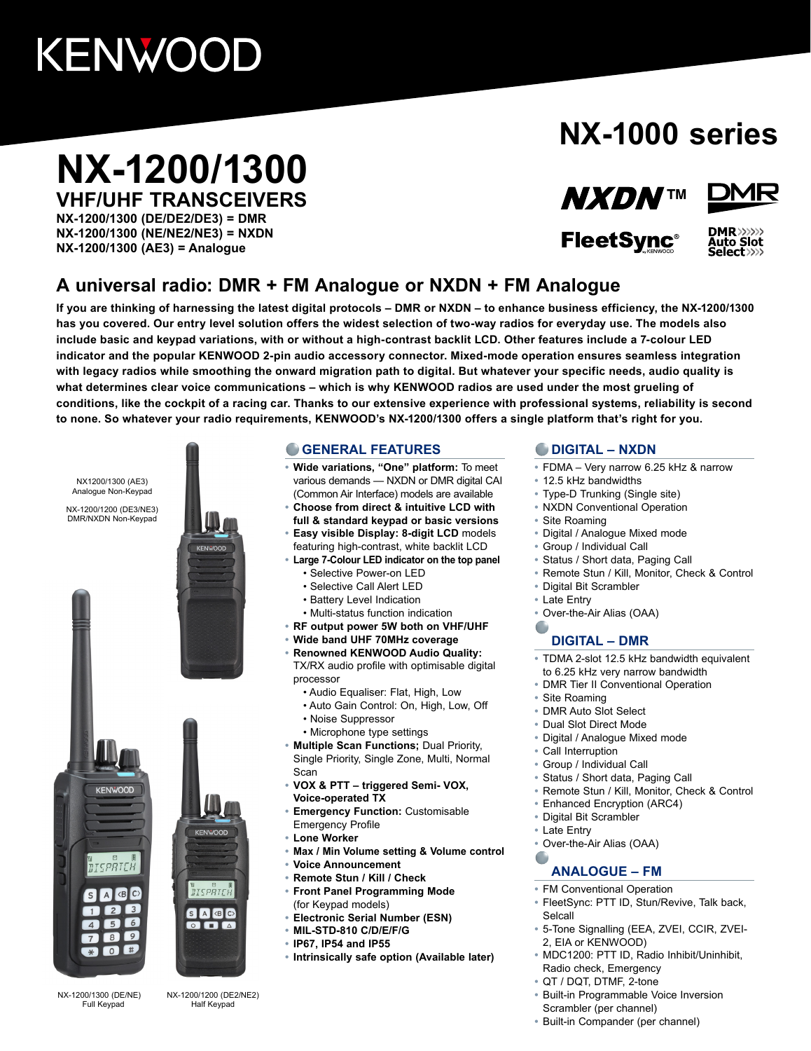KENWOOD

# NX-1200/1300

## VHF/UHF TRANSCEIVERS

**NX-1200/1300 (DE/DE2/DE3) = DMR**
**NX-1200/1300 (NE/NE2/NE3) = NXDN**
**NX-1200/1300 (AE3) = Analogue**

# NX-1000 series

NXDN™ DMR FleetSync® DMR Auto Slot Select

## A universal radio: DMR + FM Analogue or NXDN + FM Analogue

**If you are thinking of harnessing the latest digital protocols – DMR or NXDN – to enhance business efficiency, the NX-1200/1300 has you covered. Our entry level solution offers the widest selection of two-way radios for everyday use. The models also include basic and keypad variations, with or without a high-contrast backlit LCD. Other features include a 7-colour LED indicator and the popular KENWOOD 2-pin audio accessory connector. Mixed-mode operation ensures seamless integration with legacy radios while smoothing the onward migration path to digital. But whatever your specific needs, audio quality is what determines clear voice communications – which is why KENWOOD radios are used under the most grueling of conditions, like the cockpit of a racing car. Thanks to our extensive experience with professional systems, reliability is second to none. So whatever your radio requirements, KENWOOD's NX-1200/1300 offers a single platform that's right for you.**

NX1200/1300 (AE3)
Analogue Non-Keypad

NX-1200/1200 (DE3/NE3)
DMR/NXDN Non-Keypad

NX-1200/1300 (DE/NE)
Full Keypad

NX-1200/1200 (DE2/NE2)
Half Keypad

### GENERAL FEATURES

- **Wide variations, "One" platform:** To meet various demands — NXDN or DMR digital CAI (Common Air Interface) models are available
- **Choose from direct & intuitive LCD with full & standard keypad or basic versions**
- **Easy visible Display: 8-digit LCD** models featuring high-contrast, white backlit LCD
- **Large 7-Colour LED indicator on the top panel**
  - Selective Power-on LED
  - Selective Call Alert LED
  - Battery Level Indication
  - Multi-status function indication
- **RF output power 5W both on VHF/UHF**
- **Wide band UHF 70MHz coverage**
- **Renowned KENWOOD Audio Quality:** TX/RX audio profile with optimisable digital processor
  - Audio Equaliser: Flat, High, Low
  - Auto Gain Control: On, High, Low, Off
  - Noise Suppressor
  - Microphone type settings
- **Multiple Scan Functions;** Dual Priority, Single Priority, Single Zone, Multi, Normal Scan
- **VOX & PTT – triggered Semi- VOX, Voice-operated TX**
- **Emergency Function:** Customisable Emergency Profile
- **Lone Worker**
- **Max / Min Volume setting & Volume control**
- **Voice Announcement**
- **Remote Stun / Kill / Check**
- **Front Panel Programming Mode** (for Keypad models)
- **Electronic Serial Number (ESN)**
- **MIL-STD-810 C/D/E/F/G**
- **IP67, IP54 and IP55**
- **Intrinsically safe option (Available later)**

### DIGITAL – NXDN

- FDMA – Very narrow 6.25 kHz & narrow
- 12.5 kHz bandwidths
- Type-D Trunking (Single site)
- NXDN Conventional Operation
- Site Roaming
- Digital / Analogue Mixed mode
- Group / Individual Call
- Status / Short data, Paging Call
- Remote Stun / Kill, Monitor, Check & Control
- Digital Bit Scrambler
- Late Entry
- Over-the-Air Alias (OAA)

### DIGITAL – DMR

- TDMA 2-slot 12.5 kHz bandwidth equivalent to 6.25 kHz very narrow bandwidth
- DMR Tier II Conventional Operation
- Site Roaming
- DMR Auto Slot Select
- Dual Slot Direct Mode
- Digital / Analogue Mixed mode
- Call Interruption
- Group / Individual Call
- Status / Short data, Paging Call
- Remote Stun / Kill, Monitor, Check & Control
- Enhanced Encryption (ARC4)
- Digital Bit Scrambler
- Late Entry
- Over-the-Air Alias (OAA)

### ANALOGUE – FM

- FM Conventional Operation
- FleetSync: PTT ID, Stun/Revive, Talk back, Selcall
- 5-Tone Signalling (EEA, ZVEI, CCIR, ZVEI-2, EIA or KENWOOD)
- MDC1200: PTT ID, Radio Inhibit/Uninhibit, Radio check, Emergency
- QT / DQT, DTMF, 2-tone
- Built-in Programmable Voice Inversion Scrambler (per channel)
- Built-in Compander (per channel)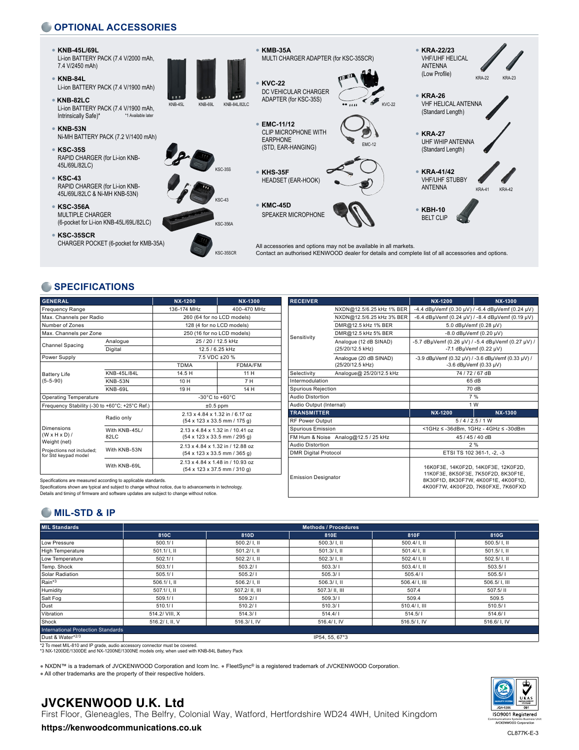## OPTIONAL ACCESSORIES

- **KNB-45L/69L**
  Li-ion BATTERY PACK (7.4 V/2000 mAh, 7.4 V/2450 mAh)
- **KNB-84L**
  Li-ion BATTERY PACK (7.4 V/1900 mAh)
- **KNB-82LC**
  Li-ion BATTERY PACK (7.4 V/1900 mAh, Intrinsically Safe)* *1 Available later
- **KNB-53N**
  Ni-MH BATTERY PACK (7.2 V/1400 mAh)
- **KSC-35S**
  RAPID CHARGER (for Li-ion KNB-45L/69L/82LC)
- **KSC-43**
  RAPID CHARGER (for Li-ion KNB-45L/69L/82LC & Ni-MH KNB-53N)
- **KSC-356A**
  MULTIPLE CHARGER (6-pocket for Li-ion KNB-45L/69L/82LC)
- **KSC-35SCR**
  CHARGER POCKET (6-pocket for KMB-35A)

KNB-45L KNB-69L KNB-84L/82LC KSC-35S KSC-43 KSC-356A KSC-35SCR

- **KMB-35A**
  MULTI CHARGER ADAPTER (for KSC-35SCR)
- **KVC-22**
  DC VEHICULAR CHARGER ADAPTER (for KSC-35S)
- **EMC-11/12**
  CLIP MICROPHONE WITH EARPHONE (STD, EAR-HANGING)
- **KHS-35F**
  HEADSET (EAR-HOOK)
- **KMC-45D**
  SPEAKER MICROPHONE

KVC-22 EMC-12

- **KRA-22/23**
  VHF/UHF HELICAL ANTENNA (Low Profile)
- **KRA-26**
  VHF HELICAL ANTENNA (Standard Length)
- **KRA-27**
  UHF WHIP ANTENNA (Standard Length)
- **KRA-41/42**
  VHF/UHF STUBBY ANTENNA
- **KBH-10**
  BELT CLIP

KRA-22 KRA-23 KRA-41 KRA-42

All accessories and options may not be available in all markets.
Contact an authorised KENWOOD dealer for details and complete list of all accessories and options.

## SPECIFICATIONS

| GENERAL | | NX-1200 | NX-1300 |
|---|---|---|---|
| Frequency Range | | 136-174 MHz | 400-470 MHz |
| Max. Channels per Radio | | 260 (64 for no LCD models) | |
| Number of Zones | | 128 (4 for no LCD models) | |
| Max. Channels per Zone | | 250 (16 for no LCD models) | |
| Channel Spacing | Analogue | 25 / 20 / 12.5 kHz | |
| | Digital | 12.5 / 6.25 kHz | |
| Power Supply | | 7.5 VDC ±20 % | |
| Battery Life (5-5-90) | | TDMA | FDMA/FM |
| | KNB-45L/84L | 14.5 H | 11 H |
| | KNB-53N | 10 H | 7 H |
| | KNB-69L | 19 H | 14 H |
| Operating Temperature | | -30°C to +60°C | |
| Frequency Stability (-30 to +60°C; +25°C Ref.) | | ±0.5 ppm | |
| Dimensions (W x H x D) / Weight (net) Projections not included; for Std keypad model | Radio only | 2.13 x 4.84 x 1.32 in / 6.17 oz (54 x 123 x 33.5 mm / 175 g) | |
| | With KNB-45L/82LC | 2.13 x 4.84 x 1.32 in / 10.41 oz (54 x 123 x 33.5 mm / 295 g) | |
| | With KNB-53N | 2.13 x 4.84 x 1.32 in / 12.88 oz (54 x 123 x 33.5 mm / 365 g) | |
| | With KNB-69L | 2.13 x 4.84 x 1.48 in / 10.93 oz (54 x 123 x 37.5 mm / 310 g) | |

Specifications are measured according to applicable standards.
Specifications shown are typical and subject to change without notice, due to advancements in technology.
Details and timing of firmware and software updates are subject to change without notice.

| RECEIVER | | NX-1200 | NX-1300 |
|---|---|---|---|
| Sensitivity | NXDN@12.5/6.25 kHz 1% BER | -4.4 dBμVemf (0.30 μV) / -6.4 dBμVemf (0.24 μV) | |
| | NXDN@12.5/6.25 kHz 3% BER | -6.4 dBμVemf (0.24 μV) / -8.4 dBμVemf (0.19 μV) | |
| | DMR@12.5 kHz 1% BER | 5.0 dBμVemf (0.28 μV) | |
| | DMR@12.5 kHz 5% BER | -8.0 dBμVemf (0.20 μV) | |
| | Analogue (12 dB SINAD) (25/20/12.5 kHz) | -5.7 dBμVemf (0.26 μV) / -5.4 dBμVemf (0.27 μV) / -7.1 dBμVemf (0.22 μV) | |
| | Analogue (20 dB SINAD) (25/20/12.5 kHz) | -3.9 dBμVemf (0.32 μV) / -3.6 dBμVemf (0.33 μV) / -3.6 dBμVemf (0.33 μV) | |
| Selectivity | Analogue@ 25/20/12.5 kHz | 74 / 72 / 67 dB | |
| Intermodulation | | 65 dB | |
| Spurious Rejection | | 70 dB | |
| Audio Distortion | | 7 % | |
| Audio Output (Internal) | | 1 W | |
| **TRANSMITTER** | | **NX-1200** | **NX-1300** |
| RF Power Output | | 5 / 4 / 2.5 / 1 W | |
| Spurious Emission | | <1GHz ≤ -36dBm, 1GHz - 4GHz ≤ -30dBm | |
| FM Hum & Noise | Analog@12.5 / 25 kHz | 45 / 45 / 40 dB | |
| Audio Distortion | | 2 % | |
| DMR Digital Protocol | | ETSI TS 102 361-1, -2, -3 | |
| Emission Designator | | 16K0F3E, 14K0F2D, 14K0F3E, 12K0F2D, 11K0F3E, 8K50F3E, 7K50F2D, 8K30F1E, 8K30F1D, 8K30F7W, 4K00F1E, 4K00F1D, 4K00F7W, 4K00F2D, 7K60FXE, 7K60FXD | |

## MIL-STD & IP

| MIL Standards | Methods / Procedures | | | | |
|---|---|---|---|---|---|
| | 810C | 810D | 810E | 810F | 810G |
| Low Pressure | 500.1/ I | 500.2/ I, II | 500.3/ I, II | 500.4/ I, II | 500.5/ I, II |
| High Temperature | 501.1/ I, II | 501.2/ I, II | 501.3/ I, II | 501.4/ I, II | 501.5/ I, II |
| Low Temperature | 502.1/ I | 502.2/ I, II | 502.3/ I, II | 502.4/ I, II | 502.5/ I, II |
| Temp. Shock | 503.1/ I | 503.2/ I | 503.3/ I | 503.4/ I, II | 503.5/ I |
| Solar Radiation | 505.1/ I | 505.2/ I | 505.3/ I | 505.4/ I | 505.5/ I |
| Rain*3 | 506.1/ I, II | 506.2/ I, II | 506.3/ I, II | 506.4/ I, III | 506.5/ I, III |
| Humidity | 507.1/ I, II | 507.2/ II, III | 507.3/ II, III | 507.4 | 507.5/ II |
| Salt Fog | 509.1/ I | 509.2/ I | 509.3/ I | 509.4 | 509.5 |
| Dust | 510.1/ I | 510.2/ I | 510.3/ I | 510.4/ I, III | 510.5/ I |
| Vibration | 514.2/ VIII, X | 514.3/ I | 514.4/ I | 514.5/ I | 514.6/ I |
| Shock | 516.2/ I, II, V | 516.3/ I, IV | 516.4/ I, IV | 516.5/ I, IV | 516.6/ I, IV |
| **International Protection Standards** | | | | | |
| Dust & Water*2/3 | IP54, 55, 67*3 | | | | |

*2 To meet MIL-810 and IP grade, audio accessory connector must be covered.
*3 NX-1200DE/1300DE and NX-1200NE/1300NE models only, when used with KNB-84L Battery Pack

- NXDN™ is a trademark of JVCKENWOOD Corporation and Icom Inc. ● FleetSync® is a registered trademark of JVCKENWOOD Corporation.
- All other trademarks are the property of their respective holders.

## JVCKENWOOD U.K. Ltd

First Floor, Gleneagles, The Belfry, Colonial Way, Watford, Hertfordshire WD24 4WH, United Kingdom

**https://kenwoodcommunications.co.uk**

JQA-1205 091 ISO9001 Registered Communications Systems Business Unit JVCKENWOOD Corporation

CL877K-E-3